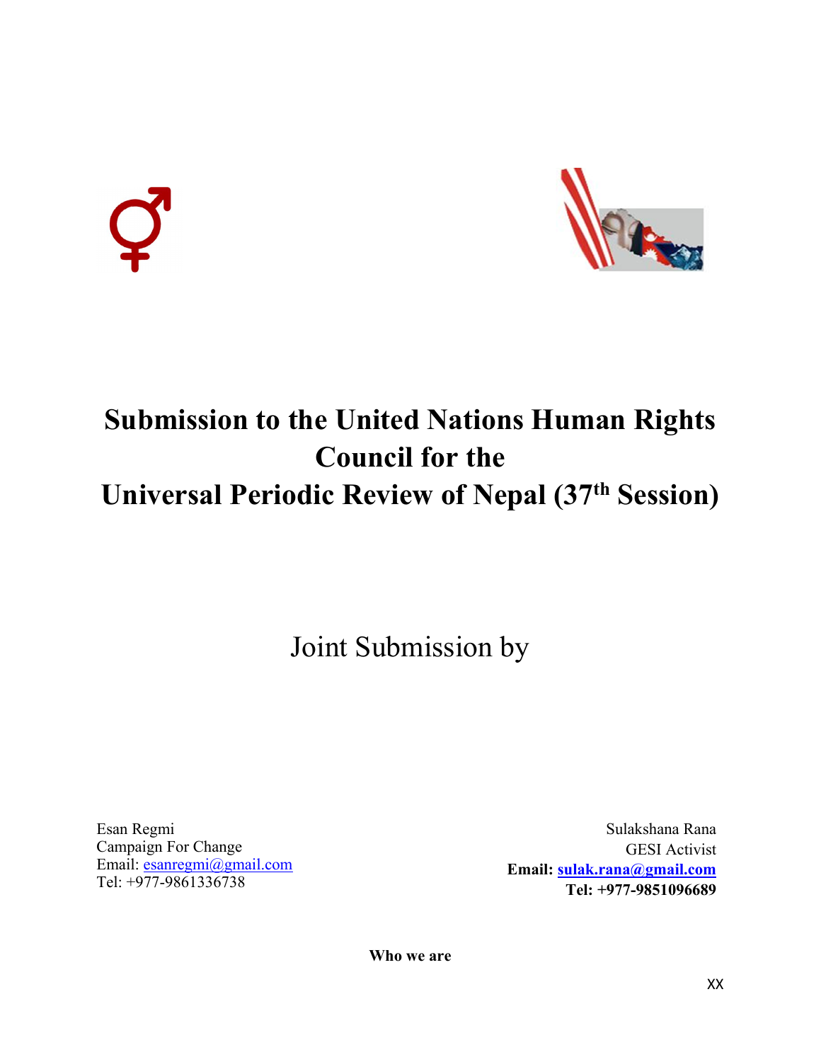# Submission to the United Nations Human Rights Council for the Universal Periodic Review of Nepal (37th Session)

Joint Submission by

Esan Regmi
Campaign For Change
Email: esanregmi@gmail.com
Tel: +977-9861336738

Sulakshana Rana
GESI Activist
**Email: sulak.rana@gmail.com**
**Tel: +977-9851096689**

**Who we are**

XX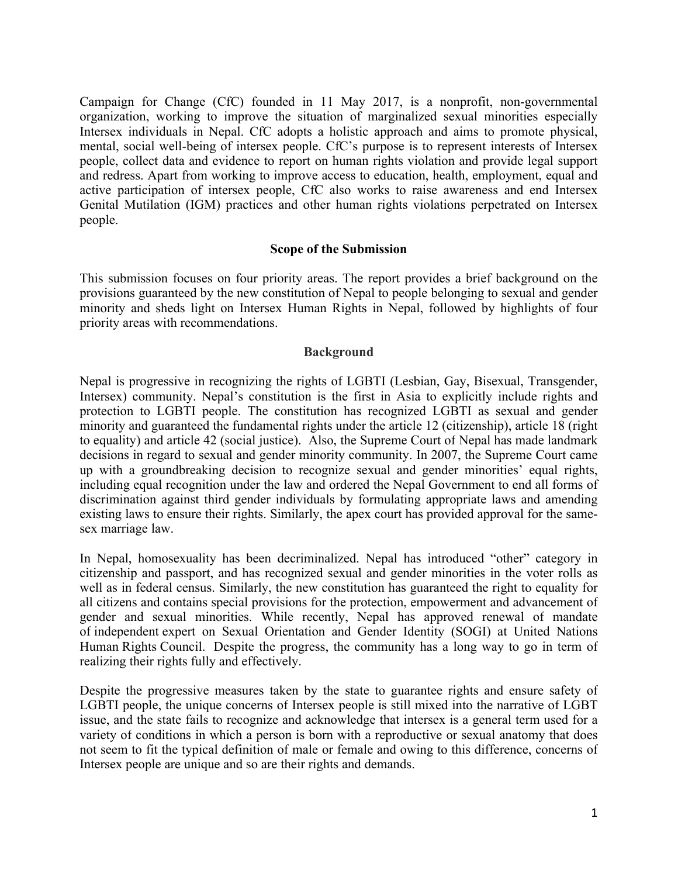Campaign for Change (CfC) founded in 11 May 2017, is a nonprofit, non-governmental organization, working to improve the situation of marginalized sexual minorities especially Intersex individuals in Nepal. CfC adopts a holistic approach and aims to promote physical, mental, social well-being of intersex people. CfC's purpose is to represent interests of Intersex people, collect data and evidence to report on human rights violation and provide legal support and redress. Apart from working to improve access to education, health, employment, equal and active participation of intersex people, CfC also works to raise awareness and end Intersex Genital Mutilation (IGM) practices and other human rights violations perpetrated on Intersex people.

## Scope of the Submission

This submission focuses on four priority areas. The report provides a brief background on the provisions guaranteed by the new constitution of Nepal to people belonging to sexual and gender minority and sheds light on Intersex Human Rights in Nepal, followed by highlights of four priority areas with recommendations.

## Background

Nepal is progressive in recognizing the rights of LGBTI (Lesbian, Gay, Bisexual, Transgender, Intersex) community. Nepal's constitution is the first in Asia to explicitly include rights and protection to LGBTI people. The constitution has recognized LGBTI as sexual and gender minority and guaranteed the fundamental rights under the article 12 (citizenship), article 18 (right to equality) and article 42 (social justice). Also, the Supreme Court of Nepal has made landmark decisions in regard to sexual and gender minority community. In 2007, the Supreme Court came up with a groundbreaking decision to recognize sexual and gender minorities' equal rights, including equal recognition under the law and ordered the Nepal Government to end all forms of discrimination against third gender individuals by formulating appropriate laws and amending existing laws to ensure their rights. Similarly, the apex court has provided approval for the same-sex marriage law.

In Nepal, homosexuality has been decriminalized. Nepal has introduced "other" category in citizenship and passport, and has recognized sexual and gender minorities in the voter rolls as well as in federal census. Similarly, the new constitution has guaranteed the right to equality for all citizens and contains special provisions for the protection, empowerment and advancement of gender and sexual minorities. While recently, Nepal has approved renewal of mandate of independent expert on Sexual Orientation and Gender Identity (SOGI) at United Nations Human Rights Council. Despite the progress, the community has a long way to go in term of realizing their rights fully and effectively.

Despite the progressive measures taken by the state to guarantee rights and ensure safety of LGBTI people, the unique concerns of Intersex people is still mixed into the narrative of LGBT issue, and the state fails to recognize and acknowledge that intersex is a general term used for a variety of conditions in which a person is born with a reproductive or sexual anatomy that does not seem to fit the typical definition of male or female and owing to this difference, concerns of Intersex people are unique and so are their rights and demands.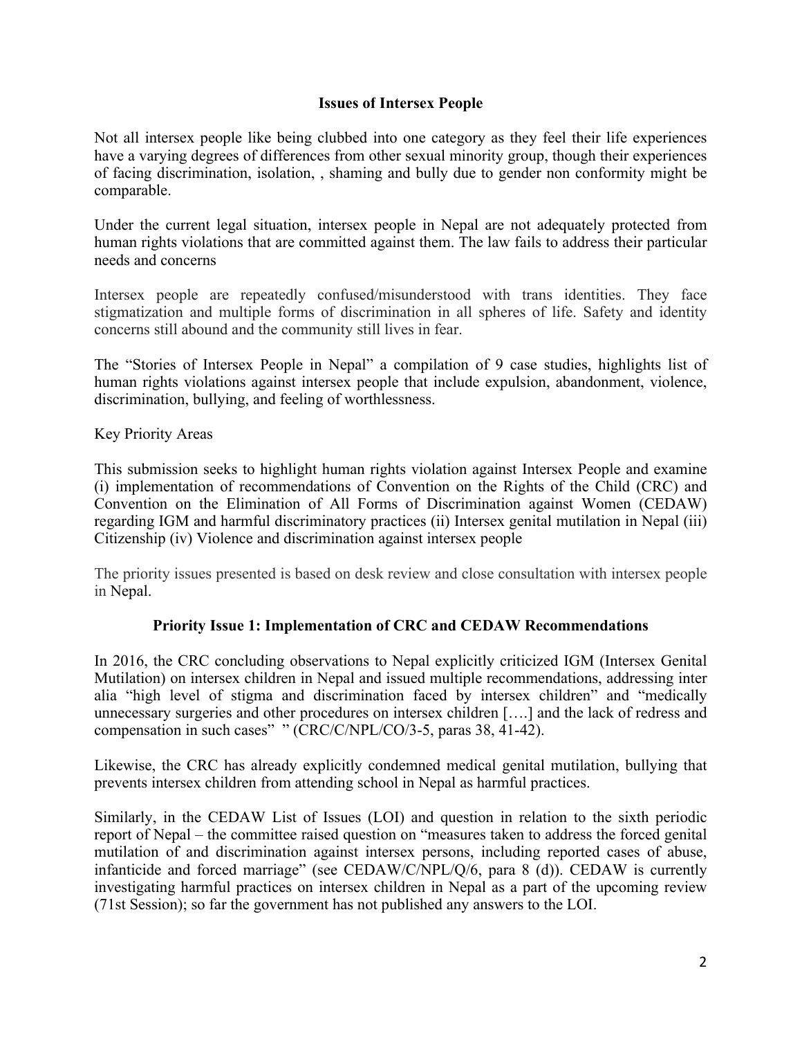## Issues of Intersex People

Not all intersex people like being clubbed into one category as they feel their life experiences have a varying degrees of differences from other sexual minority group, though their experiences of facing discrimination, isolation, , shaming and bully due to gender non conformity might be comparable.

Under the current legal situation, intersex people in Nepal are not adequately protected from human rights violations that are committed against them. The law fails to address their particular needs and concerns

Intersex people are repeatedly confused/misunderstood with trans identities. They face stigmatization and multiple forms of discrimination in all spheres of life. Safety and identity concerns still abound and the community still lives in fear.

The "Stories of Intersex People in Nepal" a compilation of 9 case studies, highlights list of human rights violations against intersex people that include expulsion, abandonment, violence, discrimination, bullying, and feeling of worthlessness.

Key Priority Areas

This submission seeks to highlight human rights violation against Intersex People and examine (i) implementation of recommendations of Convention on the Rights of the Child (CRC) and Convention on the Elimination of All Forms of Discrimination against Women (CEDAW) regarding IGM and harmful discriminatory practices (ii) Intersex genital mutilation in Nepal (iii) Citizenship (iv) Violence and discrimination against intersex people

The priority issues presented is based on desk review and close consultation with intersex people in Nepal.

### Priority Issue 1: Implementation of CRC and CEDAW Recommendations

In 2016, the CRC concluding observations to Nepal explicitly criticized IGM (Intersex Genital Mutilation) on intersex children in Nepal and issued multiple recommendations, addressing inter alia "high level of stigma and discrimination faced by intersex children" and "medically unnecessary surgeries and other procedures on intersex children [….] and the lack of redress and compensation in such cases" " (CRC/C/NPL/CO/3-5, paras 38, 41-42).

Likewise, the CRC has already explicitly condemned medical genital mutilation, bullying that prevents intersex children from attending school in Nepal as harmful practices.

Similarly, in the CEDAW List of Issues (LOI) and question in relation to the sixth periodic report of Nepal – the committee raised question on "measures taken to address the forced genital mutilation of and discrimination against intersex persons, including reported cases of abuse, infanticide and forced marriage" (see CEDAW/C/NPL/Q/6, para 8 (d)). CEDAW is currently investigating harmful practices on intersex children in Nepal as a part of the upcoming review (71st Session); so far the government has not published any answers to the LOI.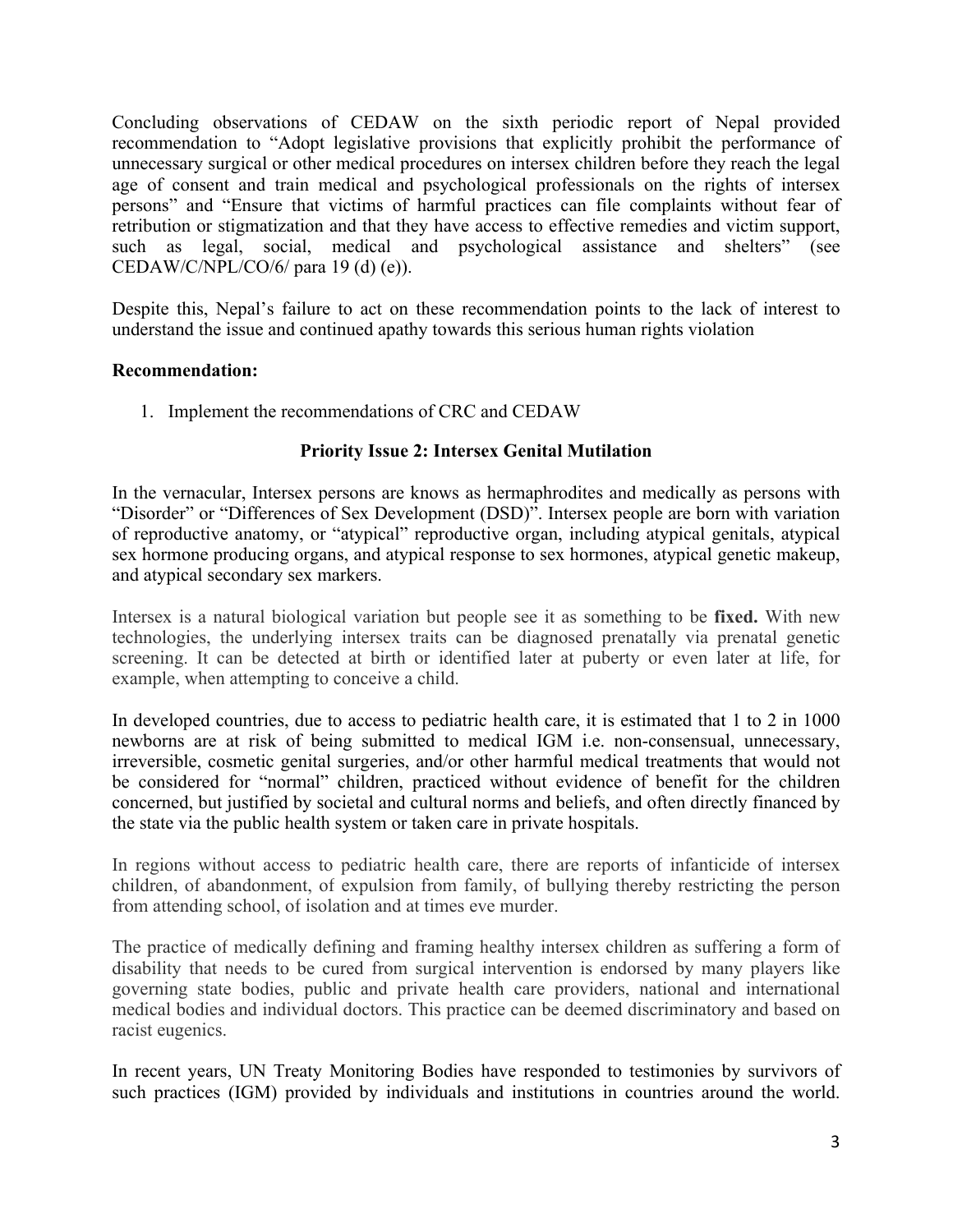Concluding observations of CEDAW on the sixth periodic report of Nepal provided recommendation to "Adopt legislative provisions that explicitly prohibit the performance of unnecessary surgical or other medical procedures on intersex children before they reach the legal age of consent and train medical and psychological professionals on the rights of intersex persons" and "Ensure that victims of harmful practices can file complaints without fear of retribution or stigmatization and that they have access to effective remedies and victim support, such as legal, social, medical and psychological assistance and shelters" (see CEDAW/C/NPL/CO/6/ para 19 (d) (e)).

Despite this, Nepal's failure to act on these recommendation points to the lack of interest to understand the issue and continued apathy towards this serious human rights violation

**Recommendation:**

1. Implement the recommendations of CRC and CEDAW

**Priority Issue 2: Intersex Genital Mutilation**

In the vernacular, Intersex persons are knows as hermaphrodites and medically as persons with "Disorder" or "Differences of Sex Development (DSD)". Intersex people are born with variation of reproductive anatomy, or "atypical" reproductive organ, including atypical genitals, atypical sex hormone producing organs, and atypical response to sex hormones, atypical genetic makeup, and atypical secondary sex markers.

Intersex is a natural biological variation but people see it as something to be **fixed.** With new technologies, the underlying intersex traits can be diagnosed prenatally via prenatal genetic screening. It can be detected at birth or identified later at puberty or even later at life, for example, when attempting to conceive a child.

In developed countries, due to access to pediatric health care, it is estimated that 1 to 2 in 1000 newborns are at risk of being submitted to medical IGM i.e. non-consensual, unnecessary, irreversible, cosmetic genital surgeries, and/or other harmful medical treatments that would not be considered for "normal" children, practiced without evidence of benefit for the children concerned, but justified by societal and cultural norms and beliefs, and often directly financed by the state via the public health system or taken care in private hospitals.

In regions without access to pediatric health care, there are reports of infanticide of intersex children, of abandonment, of expulsion from family, of bullying thereby restricting the person from attending school, of isolation and at times eve murder.

The practice of medically defining and framing healthy intersex children as suffering a form of disability that needs to be cured from surgical intervention is endorsed by many players like governing state bodies, public and private health care providers, national and international medical bodies and individual doctors. This practice can be deemed discriminatory and based on racist eugenics.

In recent years, UN Treaty Monitoring Bodies have responded to testimonies by survivors of such practices (IGM) provided by individuals and institutions in countries around the world.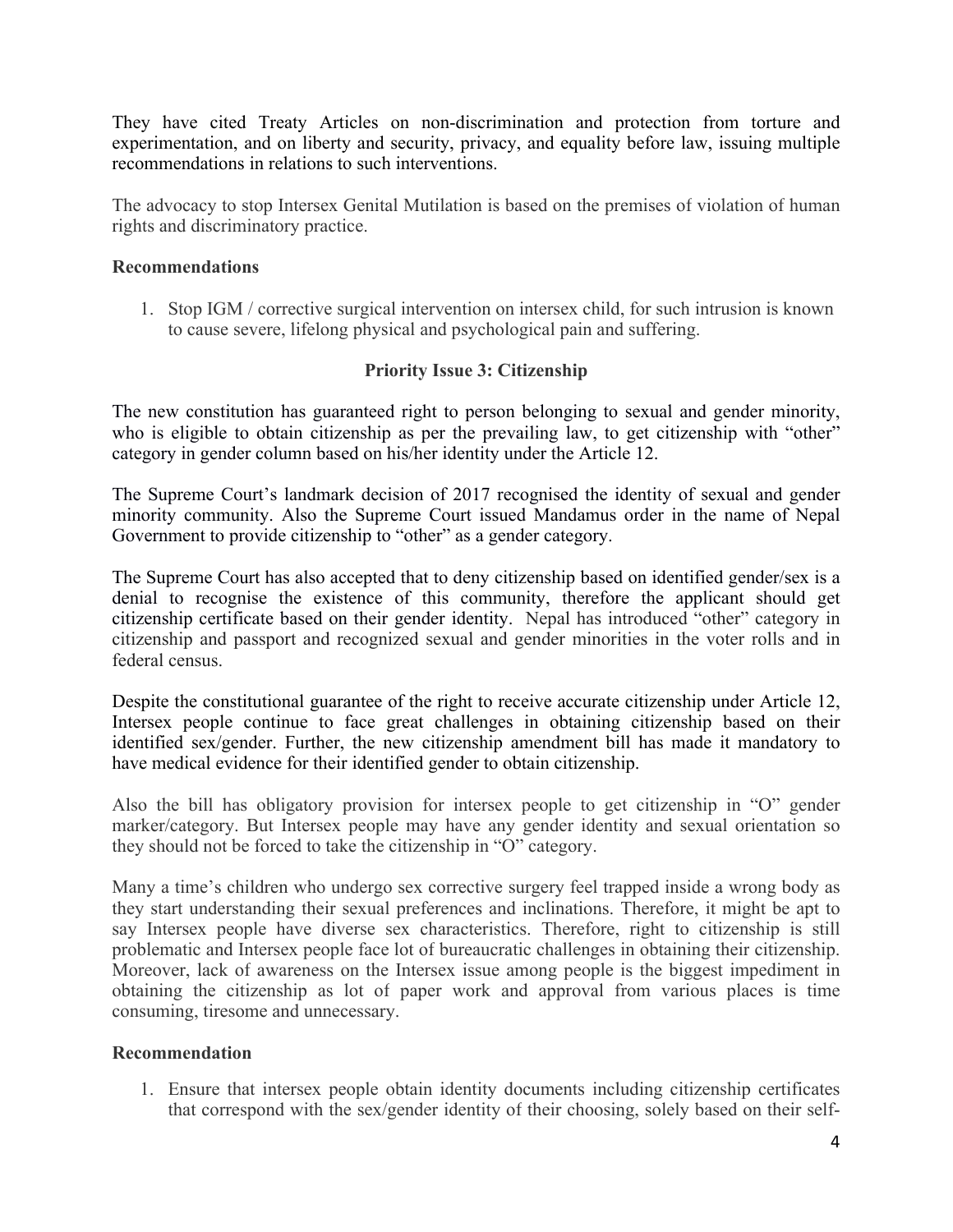They have cited Treaty Articles on non-discrimination and protection from torture and experimentation, and on liberty and security, privacy, and equality before law, issuing multiple recommendations in relations to such interventions.

The advocacy to stop Intersex Genital Mutilation is based on the premises of violation of human rights and discriminatory practice.

**Recommendations**

1. Stop IGM / corrective surgical intervention on intersex child, for such intrusion is known to cause severe, lifelong physical and psychological pain and suffering.

### Priority Issue 3: Citizenship

The new constitution has guaranteed right to person belonging to sexual and gender minority, who is eligible to obtain citizenship as per the prevailing law, to get citizenship with "other" category in gender column based on his/her identity under the Article 12.

The Supreme Court's landmark decision of 2017 recognised the identity of sexual and gender minority community. Also the Supreme Court issued Mandamus order in the name of Nepal Government to provide citizenship to "other" as a gender category.

The Supreme Court has also accepted that to deny citizenship based on identified gender/sex is a denial to recognise the existence of this community, therefore the applicant should get citizenship certificate based on their gender identity. Nepal has introduced "other" category in citizenship and passport and recognized sexual and gender minorities in the voter rolls and in federal census.

Despite the constitutional guarantee of the right to receive accurate citizenship under Article 12, Intersex people continue to face great challenges in obtaining citizenship based on their identified sex/gender. Further, the new citizenship amendment bill has made it mandatory to have medical evidence for their identified gender to obtain citizenship.

Also the bill has obligatory provision for intersex people to get citizenship in "O" gender marker/category. But Intersex people may have any gender identity and sexual orientation so they should not be forced to take the citizenship in "O" category.

Many a time's children who undergo sex corrective surgery feel trapped inside a wrong body as they start understanding their sexual preferences and inclinations. Therefore, it might be apt to say Intersex people have diverse sex characteristics. Therefore, right to citizenship is still problematic and Intersex people face lot of bureaucratic challenges in obtaining their citizenship. Moreover, lack of awareness on the Intersex issue among people is the biggest impediment in obtaining the citizenship as lot of paper work and approval from various places is time consuming, tiresome and unnecessary.

**Recommendation**

1. Ensure that intersex people obtain identity documents including citizenship certificates that correspond with the sex/gender identity of their choosing, solely based on their self-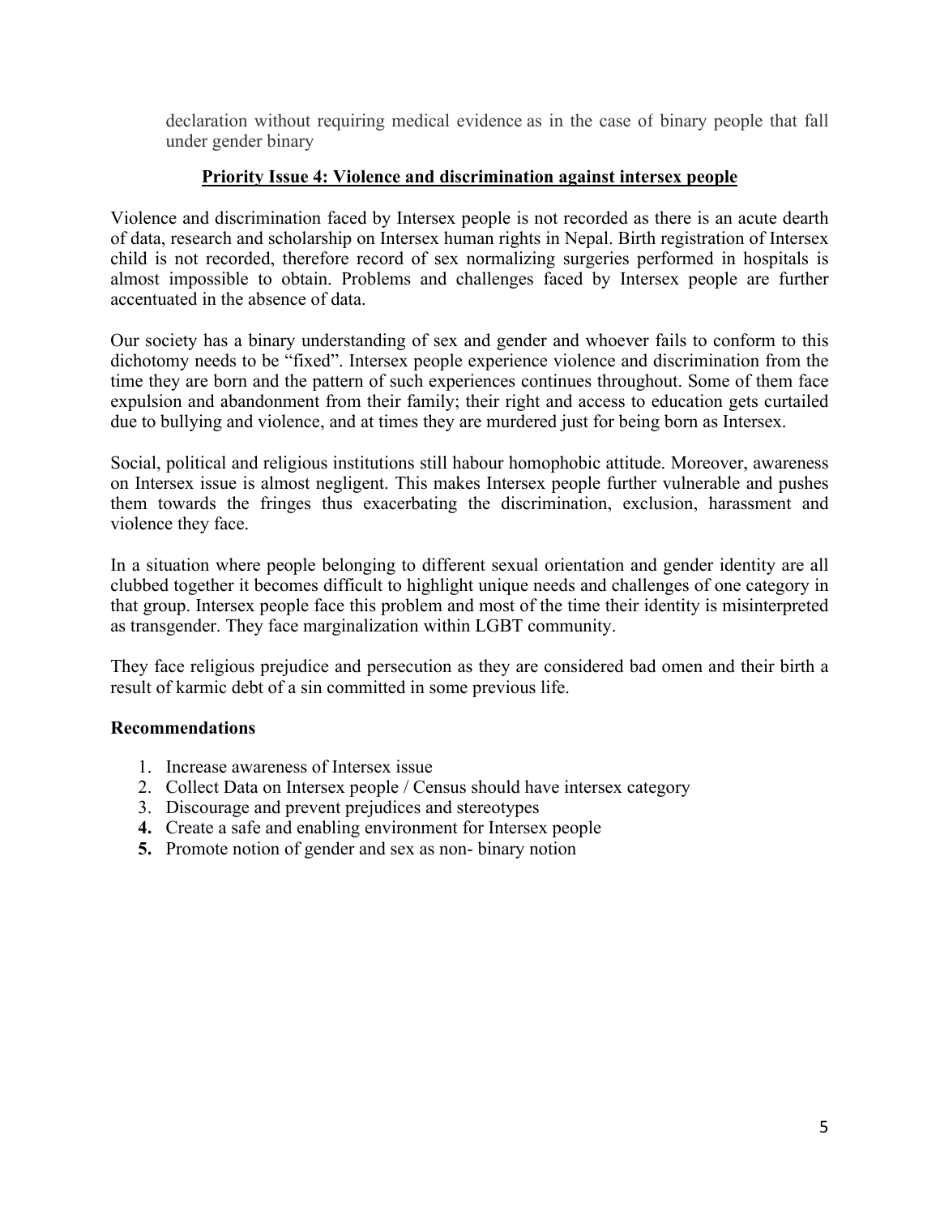declaration without requiring medical evidence as in the case of binary people that fall under gender binary

## Priority Issue 4: Violence and discrimination against intersex people

Violence and discrimination faced by Intersex people is not recorded as there is an acute dearth of data, research and scholarship on Intersex human rights in Nepal. Birth registration of Intersex child is not recorded, therefore record of sex normalizing surgeries performed in hospitals is almost impossible to obtain. Problems and challenges faced by Intersex people are further accentuated in the absence of data.

Our society has a binary understanding of sex and gender and whoever fails to conform to this dichotomy needs to be "fixed". Intersex people experience violence and discrimination from the time they are born and the pattern of such experiences continues throughout. Some of them face expulsion and abandonment from their family; their right and access to education gets curtailed due to bullying and violence, and at times they are murdered just for being born as Intersex.

Social, political and religious institutions still habour homophobic attitude. Moreover, awareness on Intersex issue is almost negligent. This makes Intersex people further vulnerable and pushes them towards the fringes thus exacerbating the discrimination, exclusion, harassment and violence they face.

In a situation where people belonging to different sexual orientation and gender identity are all clubbed together it becomes difficult to highlight unique needs and challenges of one category in that group. Intersex people face this problem and most of the time their identity is misinterpreted as transgender. They face marginalization within LGBT community.

They face religious prejudice and persecution as they are considered bad omen and their birth a result of karmic debt of a sin committed in some previous life.

**Recommendations**

1. Increase awareness of Intersex issue
2. Collect Data on Intersex people / Census should have intersex category
3. Discourage and prevent prejudices and stereotypes
4. Create a safe and enabling environment for Intersex people
5. Promote notion of gender and sex as non- binary notion